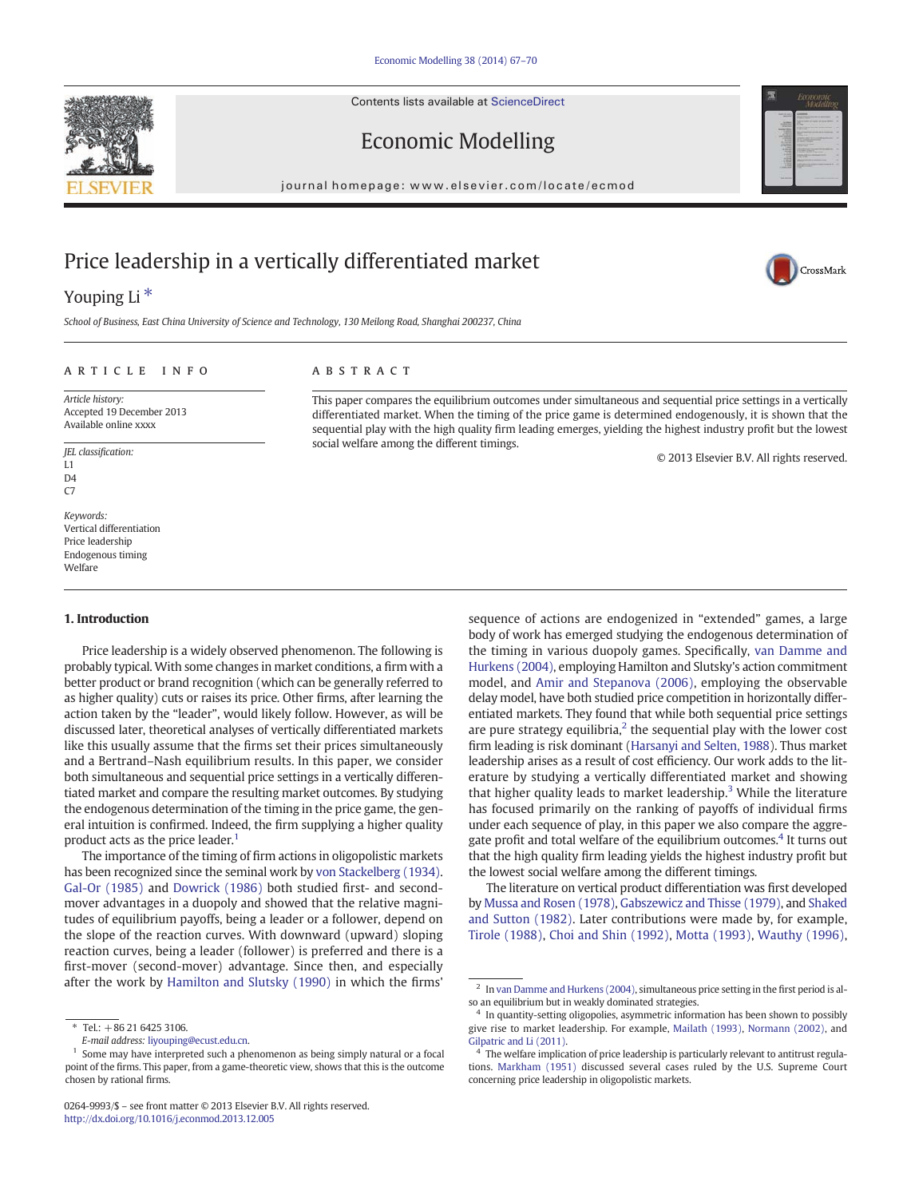# Price leadership in a vertically differentiated market

Youping Li *

*School of Business, East China University of Science and Technology, 130 Meilong Road, Shanghai 200237, China*

## ARTICLE INFO

*Article history:*
Accepted 19 December 2013
Available online xxxx

*JEL classification:*
L1
D4
C7

*Keywords:*
Vertical differentiation
Price leadership
Endogenous timing
Welfare

## ABSTRACT

This paper compares the equilibrium outcomes under simultaneous and sequential price settings in a vertically differentiated market. When the timing of the price game is determined endogenously, it is shown that the sequential play with the high quality firm leading emerges, yielding the highest industry profit but the lowest social welfare among the different timings.

© 2013 Elsevier B.V. All rights reserved.

## 1. Introduction

Price leadership is a widely observed phenomenon. The following is probably typical. With some changes in market conditions, a firm with a better product or brand recognition (which can be generally referred to as higher quality) cuts or raises its price. Other firms, after learning the action taken by the "leader", would likely follow. However, as will be discussed later, theoretical analyses of vertically differentiated markets like this usually assume that the firms set their prices simultaneously and a Bertrand–Nash equilibrium results. In this paper, we consider both simultaneous and sequential price settings in a vertically differentiated market and compare the resulting market outcomes. By studying the endogenous determination of the timing in the price game, the general intuition is confirmed. Indeed, the firm supplying a higher quality product acts as the price leader.[1]

The importance of the timing of firm actions in oligopolistic markets has been recognized since the seminal work by von Stackelberg (1934). Gal-Or (1985) and Dowrick (1986) both studied first- and second-mover advantages in a duopoly and showed that the relative magnitudes of equilibrium payoffs, being a leader or a follower, depend on the slope of the reaction curves. With downward (upward) sloping reaction curves, being a leader (follower) is preferred and there is a first-mover (second-mover) advantage. Since then, and especially after the work by Hamilton and Slutsky (1990) in which the firms' sequence of actions are endogenized in "extended" games, a large body of work has emerged studying the endogenous determination of the timing in various duopoly games. Specifically, van Damme and Hurkens (2004), employing Hamilton and Slutsky's action commitment model, and Amir and Stepanova (2006), employing the observable delay model, have both studied price competition in horizontally differentiated markets. They found that while both sequential price settings are pure strategy equilibria,[2] the sequential play with the lower cost firm leading is risk dominant (Harsanyi and Selten, 1988). Thus market leadership arises as a result of cost efficiency. Our work adds to the literature by studying a vertically differentiated market and showing that higher quality leads to market leadership.[3] While the literature has focused primarily on the ranking of payoffs of individual firms under each sequence of play, in this paper we also compare the aggregate profit and total welfare of the equilibrium outcomes.[4] It turns out that the high quality firm leading yields the highest industry profit but the lowest social welfare among the different timings.

The literature on vertical product differentiation was first developed by Mussa and Rosen (1978), Gabszewicz and Thisse (1979), and Shaked and Sutton (1982). Later contributions were made by, for example, Tirole (1988), Choi and Shin (1992), Motta (1993), Wauthy (1996),

---

* Tel.: +86 21 6425 3106.
E-mail address: liyouping@ecust.edu.cn.

[1] Some may have interpreted such a phenomenon as being simply natural or a focal point of the firms. This paper, from a game-theoretic view, shows that this is the outcome chosen by rational firms.

[2] In van Damme and Hurkens (2004), simultaneous price setting in the first period is also an equilibrium but in weakly dominated strategies.

[4] In quantity-setting oligopolies, asymmetric information has been shown to possibly give rise to market leadership. For example, Mailath (1993), Normann (2002), and Gilpatric and Li (2011).

[4] The welfare implication of price leadership is particularly relevant to antitrust regulations. Markham (1951) discussed several cases ruled by the U.S. Supreme Court concerning price leadership in oligopolistic markets.

0264-9993/$ – see front matter © 2013 Elsevier B.V. All rights reserved.
http://dx.doi.org/10.1016/j.econmod.2013.12.005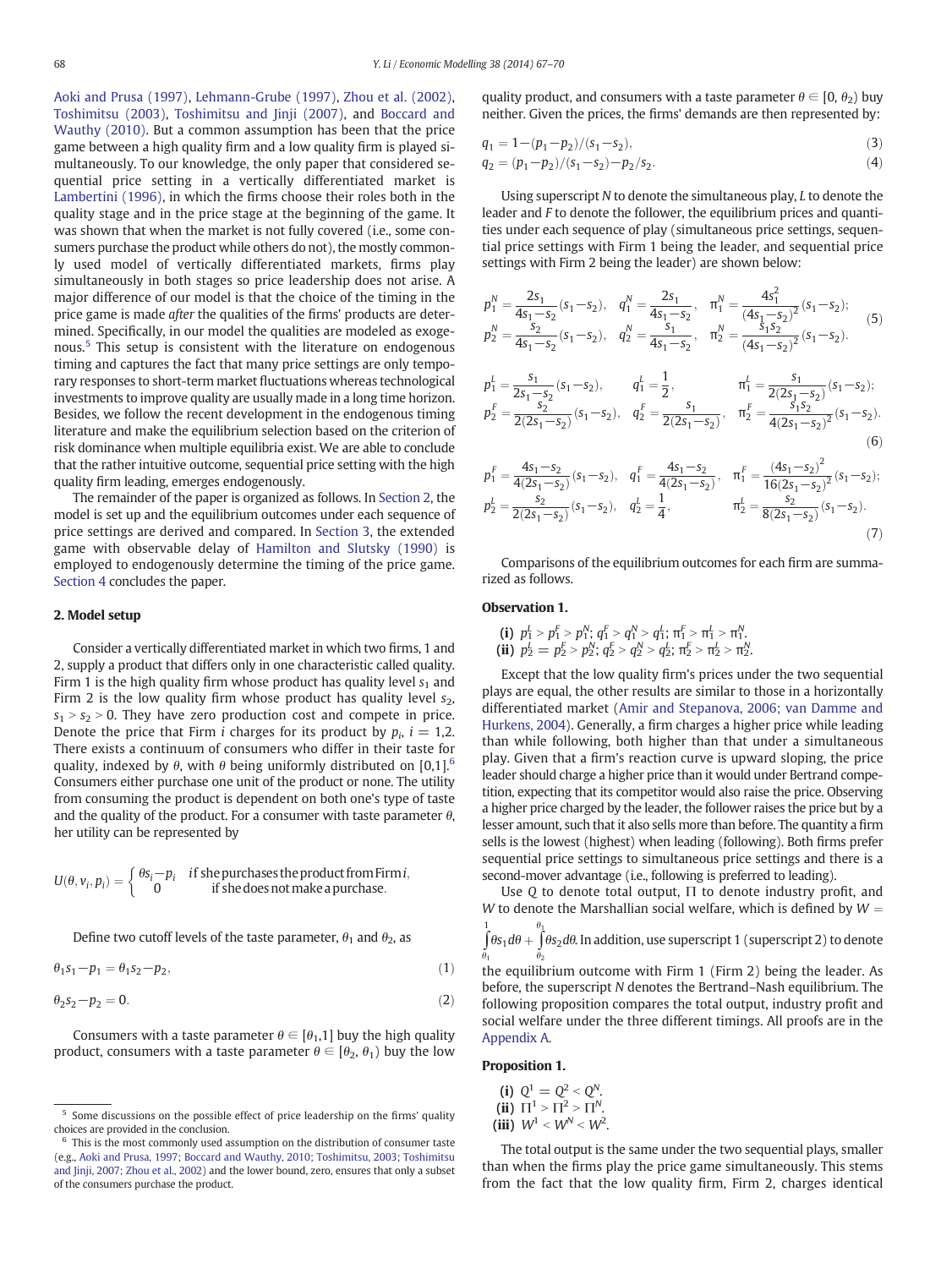Aoki and Prusa (1997), Lehmann-Grube (1997), Zhou et al. (2002), Toshimitsu (2003), Toshimitsu and Jinji (2007), and Boccard and Wauthy (2010). But a common assumption has been that the price game between a high quality firm and a low quality firm is played simultaneously. To our knowledge, the only paper that considered sequential price setting in a vertically differentiated market is Lambertini (1996), in which the firms choose their roles both in the quality stage and in the price stage at the beginning of the game. It was shown that when the market is not fully covered (i.e., some consumers purchase the product while others do not), the mostly commonly used model of vertically differentiated markets, firms play simultaneously in both stages so price leadership does not arise. A major difference of our model is that the choice of the timing in the price game is made *after* the qualities of the firms' products are determined. Specifically, in our model the qualities are modeled as exogenous.[5] This setup is consistent with the literature on endogenous timing and captures the fact that many price settings are only temporary responses to short-term market fluctuations whereas technological investments to improve quality are usually made in a long time horizon. Besides, we follow the recent development in the endogenous timing literature and make the equilibrium selection based on the criterion of risk dominance when multiple equilibria exist. We are able to conclude that the rather intuitive outcome, sequential price setting with the high quality firm leading, emerges endogenously.

The remainder of the paper is organized as follows. In Section 2, the model is set up and the equilibrium outcomes under each sequence of price settings are derived and compared. In Section 3, the extended game with observable delay of Hamilton and Slutsky (1990) is employed to endogenously determine the timing of the price game. Section 4 concludes the paper.

## 2. Model setup

Consider a vertically differentiated market in which two firms, 1 and 2, supply a product that differs only in one characteristic called quality. Firm 1 is the high quality firm whose product has quality level $s_1$ and Firm 2 is the low quality firm whose product has quality level $s_2$, $s_1 > s_2 > 0$. They have zero production cost and compete in price. Denote the price that Firm $i$ charges for its product by $p_i$, $i = 1,2$. There exists a continuum of consumers who differ in their taste for quality, indexed by $\theta$, with $\theta$ being uniformly distributed on [0,1].[6] Consumers either purchase one unit of the product or none. The utility from consuming the product is dependent on both one's type of taste and the quality of the product. For a consumer with taste parameter $\theta$, her utility can be represented by

$$U(\theta, v_i, p_i) = \begin{cases} \theta s_i - p_i & \text{if she purchases the product from Firm } i, \\ 0 & \text{if she does not make a purchase.} \end{cases}$$

Define two cutoff levels of the taste parameter, $\theta_1$ and $\theta_2$, as

$$\theta_1 s_1 - p_1 = \theta_1 s_2 - p_2, \tag{1}$$

$$\theta_2 s_2 - p_2 = 0. \tag{2}$$

Consumers with a taste parameter $\theta \in [\theta_1, 1]$ buy the high quality product, consumers with a taste parameter $\theta \in [\theta_2, \theta_1)$ buy the low quality product, and consumers with a taste parameter $\theta \in [0, \theta_2)$ buy neither. Given the prices, the firms' demands are then represented by:

$$q_1 = 1 - (p_1 - p_2)/(s_1 - s_2), \tag{3}$$

$$q_2 = (p_1 - p_2)/(s_1 - s_2) - p_2/s_2. \tag{4}$$

Using superscript $N$ to denote the simultaneous play, $L$ to denote the leader and $F$ to denote the follower, the equilibrium prices and quantities under each sequence of play (simultaneous price settings, sequential price settings with Firm 1 being the leader, and sequential price settings with Firm 2 being the leader) are shown below:

$$\begin{aligned} p_1^N &= \frac{2s_1}{4s_1 - s_2}(s_1 - s_2), \quad q_1^N = \frac{2s_1}{4s_1 - s_2}, \quad \pi_1^N = \frac{4s_1^2}{(4s_1 - s_2)^2}(s_1 - s_2); \\ p_2^N &= \frac{s_2}{4s_1 - s_2}(s_1 - s_2), \quad q_2^N = \frac{s_1}{4s_1 - s_2}, \quad \pi_2^N = \frac{s_1 s_2}{(4s_1 - s_2)^2}(s_1 - s_2). \end{aligned} \tag{5}$$

$$\begin{aligned} p_1^L &= \frac{s_1}{2s_1 - s_2}(s_1 - s_2), \quad q_1^L = \frac{1}{2}, \quad \pi_1^L = \frac{s_1}{2(2s_1 - s_2)}(s_1 - s_2); \\ p_2^F &= \frac{s_2}{2(2s_1 - s_2)}(s_1 - s_2), \quad q_2^F = \frac{s_1}{2(2s_1 - s_2)}, \quad \pi_2^F = \frac{s_1 s_2}{4(2s_1 - s_2)^2}(s_1 - s_2). \end{aligned} \tag{6}$$

$$\begin{aligned} p_1^F &= \frac{4s_1 - s_2}{4(2s_1 - s_2)}(s_1 - s_2), \quad q_1^F = \frac{4s_1 - s_2}{4(2s_1 - s_2)}, \quad \pi_1^F = \frac{(4s_1 - s_2)^2}{16(2s_1 - s_2)^2}(s_1 - s_2); \\ p_2^L &= \frac{s_2}{2(2s_1 - s_2)}(s_1 - s_2), \quad q_2^L = \frac{1}{4}, \quad \pi_2^L = \frac{s_2}{8(2s_1 - s_2)}(s_1 - s_2). \end{aligned} \tag{7}$$

Comparisons of the equilibrium outcomes for each firm are summarized as follows.

**Observation 1.**

**(i)** $p_1^L > p_1^F > p_1^N$; $q_1^F > q_1^N > q_1^L$; $\pi_1^F > \pi_1^L > \pi_1^N$.
**(ii)** $p_2^L = p_2^F > p_2^N$; $q_2^F > q_2^N > q_2^L$; $\pi_2^F > \pi_2^L > \pi_2^N$.

Except that the low quality firm's prices under the two sequential plays are equal, the other results are similar to those in a horizontally differentiated market (Amir and Stepanova, 2006; van Damme and Hurkens, 2004). Generally, a firm charges a higher price while leading than while following, both higher than that under a simultaneous play. Given that a firm's reaction curve is upward sloping, the price leader should charge a higher price than it would under Bertrand competition, expecting that its competitor would also raise the price. Observing a higher price charged by the leader, the follower raises the price but by a lesser amount, such that it also sells more than before. The quantity a firm sells is the lowest (highest) when leading (following). Both firms prefer sequential price settings to simultaneous price settings and there is a second-mover advantage (i.e., following is preferred to leading).

Use $Q$ to denote total output, $\Pi$ to denote industry profit, and $W$ to denote the Marshallian social welfare, which is defined by $W = \int_{\theta_1}^{1} \theta s_1 d\theta + \int_{\theta_2}^{\theta_1} \theta s_2 d\theta$. In addition, use superscript 1 (superscript 2) to denote the equilibrium outcome with Firm 1 (Firm 2) being the leader. As before, the superscript $N$ denotes the Bertrand–Nash equilibrium. The following proposition compares the total output, industry profit and social welfare under the three different timings. All proofs are in the Appendix A.

**Proposition 1.**

**(i)** $Q^1 = Q^2 < Q^N$.
**(ii)** $\Pi^1 > \Pi^2 > \Pi^N$.
**(iii)** $W^1 < W^N < W^2$.

The total output is the same under the two sequential plays, smaller than when the firms play the price game simultaneously. This stems from the fact that the low quality firm, Firm 2, charges identical

[5] Some discussions on the possible effect of price leadership on the firms' quality choices are provided in the conclusion.

[6] This is the most commonly used assumption on the distribution of consumer taste (e.g., Aoki and Prusa, 1997; Boccard and Wauthy, 2010; Toshimitsu, 2003; Toshimitsu and Jinji, 2007; Zhou et al., 2002) and the lower bound, zero, ensures that only a subset of the consumers purchase the product.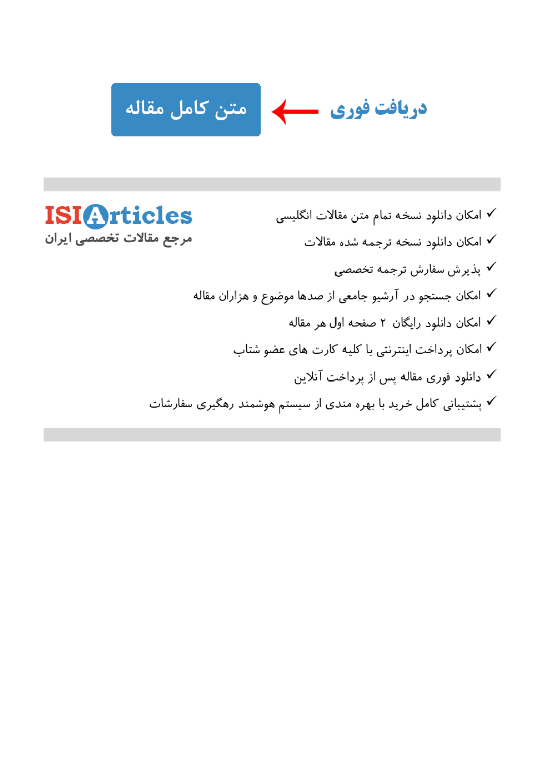دریافت فوری ← متن کامل مقاله

**ISIArticles**

مرجع مقالات تخصصی ایران

- ✓ امکان دانلود نسخه تمام متن مقالات انگلیسی
- ✓ امکان دانلود نسخه ترجمه شده مقالات
- ✓ پذیرش سفارش ترجمه تخصصی
- ✓ امکان جستجو در آرشیو جامعی از صدها موضوع و هزاران مقاله
- ✓ امکان دانلود رایگان ۲ صفحه اول هر مقاله
- ✓ امکان پرداخت اینترنتی با کلیه کارت های عضو شتاب
- ✓ دانلود فوری مقاله پس از پرداخت آنلاین
- ✓ پشتیبانی کامل خرید با بهره مندی از سیستم هوشمند رهگیری سفارشات